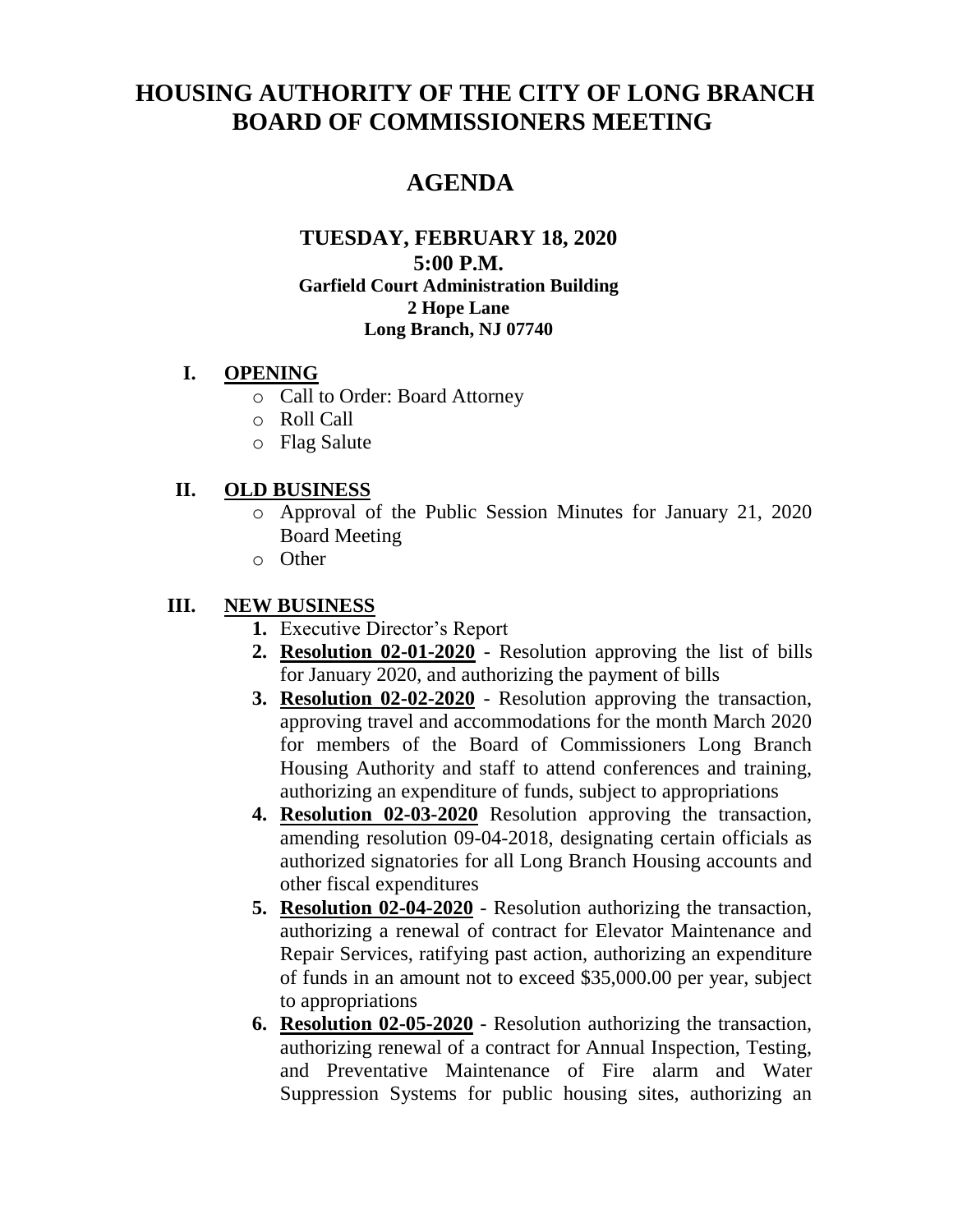# HOUSING AUTHORITY OF THE CITY OF LONG BRANCH BOARD OF COMMISSIONERS MEETING

## AGENDA

### TUESDAY, FEBRUARY 18, 2020
### 5:00 P.M.

**Garfield Court Administration Building**
**2 Hope Lane**
**Long Branch, NJ 07740**

## I. OPENING

- Call to Order: Board Attorney
- Roll Call
- Flag Salute

## II. OLD BUSINESS

- Approval of the Public Session Minutes for January 21, 2020 Board Meeting
- Other

## III. NEW BUSINESS

1. Executive Director's Report
2. **Resolution 02-01-2020** - Resolution approving the list of bills for January 2020, and authorizing the payment of bills
3. **Resolution 02-02-2020** - Resolution approving the transaction, approving travel and accommodations for the month March 2020 for members of the Board of Commissioners Long Branch Housing Authority and staff to attend conferences and training, authorizing an expenditure of funds, subject to appropriations
4. **Resolution 02-03-2020** Resolution approving the transaction, amending resolution 09-04-2018, designating certain officials as authorized signatories for all Long Branch Housing accounts and other fiscal expenditures
5. **Resolution 02-04-2020** - Resolution authorizing the transaction, authorizing a renewal of contract for Elevator Maintenance and Repair Services, ratifying past action, authorizing an expenditure of funds in an amount not to exceed $35,000.00 per year, subject to appropriations
6. **Resolution 02-05-2020** - Resolution authorizing the transaction, authorizing renewal of a contract for Annual Inspection, Testing, and Preventative Maintenance of Fire alarm and Water Suppression Systems for public housing sites, authorizing an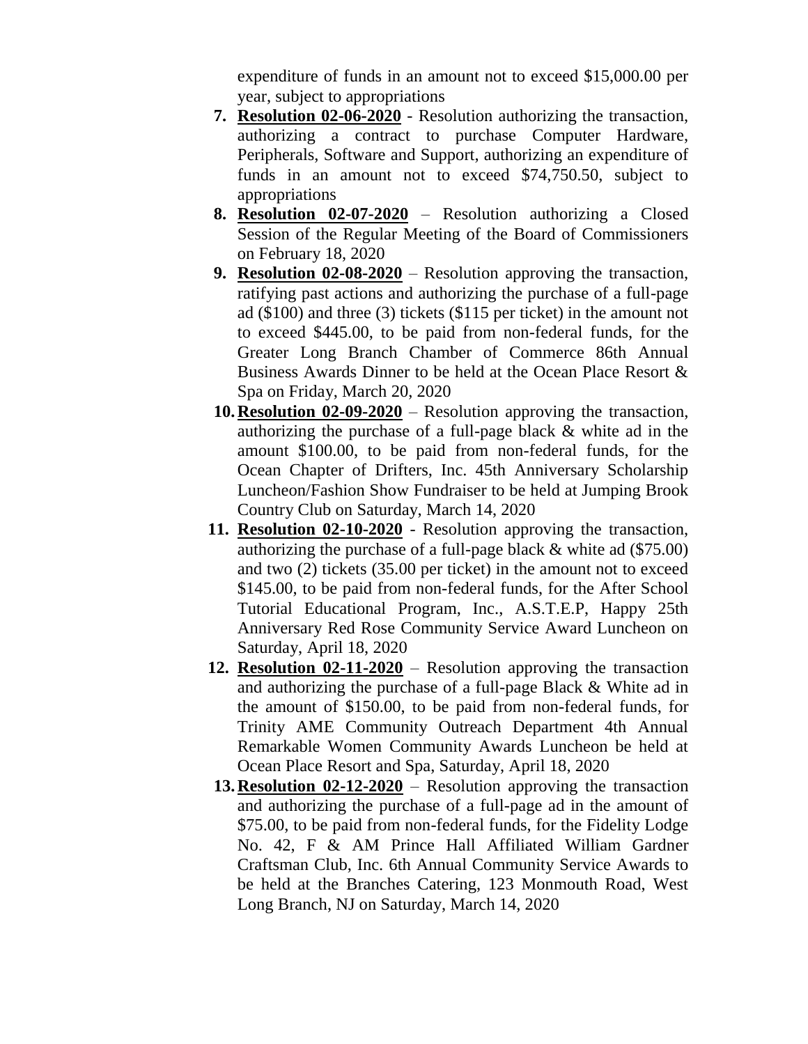expenditure of funds in an amount not to exceed $15,000.00 per year, subject to appropriations

7. **Resolution 02-06-2020** - Resolution authorizing the transaction, authorizing a contract to purchase Computer Hardware, Peripherals, Software and Support, authorizing an expenditure of funds in an amount not to exceed $74,750.50, subject to appropriations
8. **Resolution 02-07-2020** – Resolution authorizing a Closed Session of the Regular Meeting of the Board of Commissioners on February 18, 2020
9. **Resolution 02-08-2020** – Resolution approving the transaction, ratifying past actions and authorizing the purchase of a full-page ad ($100) and three (3) tickets ($115 per ticket) in the amount not to exceed $445.00, to be paid from non-federal funds, for the Greater Long Branch Chamber of Commerce 86th Annual Business Awards Dinner to be held at the Ocean Place Resort & Spa on Friday, March 20, 2020
10. **Resolution 02-09-2020** – Resolution approving the transaction, authorizing the purchase of a full-page black & white ad in the amount $100.00, to be paid from non-federal funds, for the Ocean Chapter of Drifters, Inc. 45th Anniversary Scholarship Luncheon/Fashion Show Fundraiser to be held at Jumping Brook Country Club on Saturday, March 14, 2020
11. **Resolution 02-10-2020** - Resolution approving the transaction, authorizing the purchase of a full-page black & white ad ($75.00) and two (2) tickets (35.00 per ticket) in the amount not to exceed $145.00, to be paid from non-federal funds, for the After School Tutorial Educational Program, Inc., A.S.T.E.P, Happy 25th Anniversary Red Rose Community Service Award Luncheon on Saturday, April 18, 2020
12. **Resolution 02-11-2020** – Resolution approving the transaction and authorizing the purchase of a full-page Black & White ad in the amount of $150.00, to be paid from non-federal funds, for Trinity AME Community Outreach Department 4th Annual Remarkable Women Community Awards Luncheon be held at Ocean Place Resort and Spa, Saturday, April 18, 2020
13. **Resolution 02-12-2020** – Resolution approving the transaction and authorizing the purchase of a full-page ad in the amount of $75.00, to be paid from non-federal funds, for the Fidelity Lodge No. 42, F & AM Prince Hall Affiliated William Gardner Craftsman Club, Inc. 6th Annual Community Service Awards to be held at the Branches Catering, 123 Monmouth Road, West Long Branch, NJ on Saturday, March 14, 2020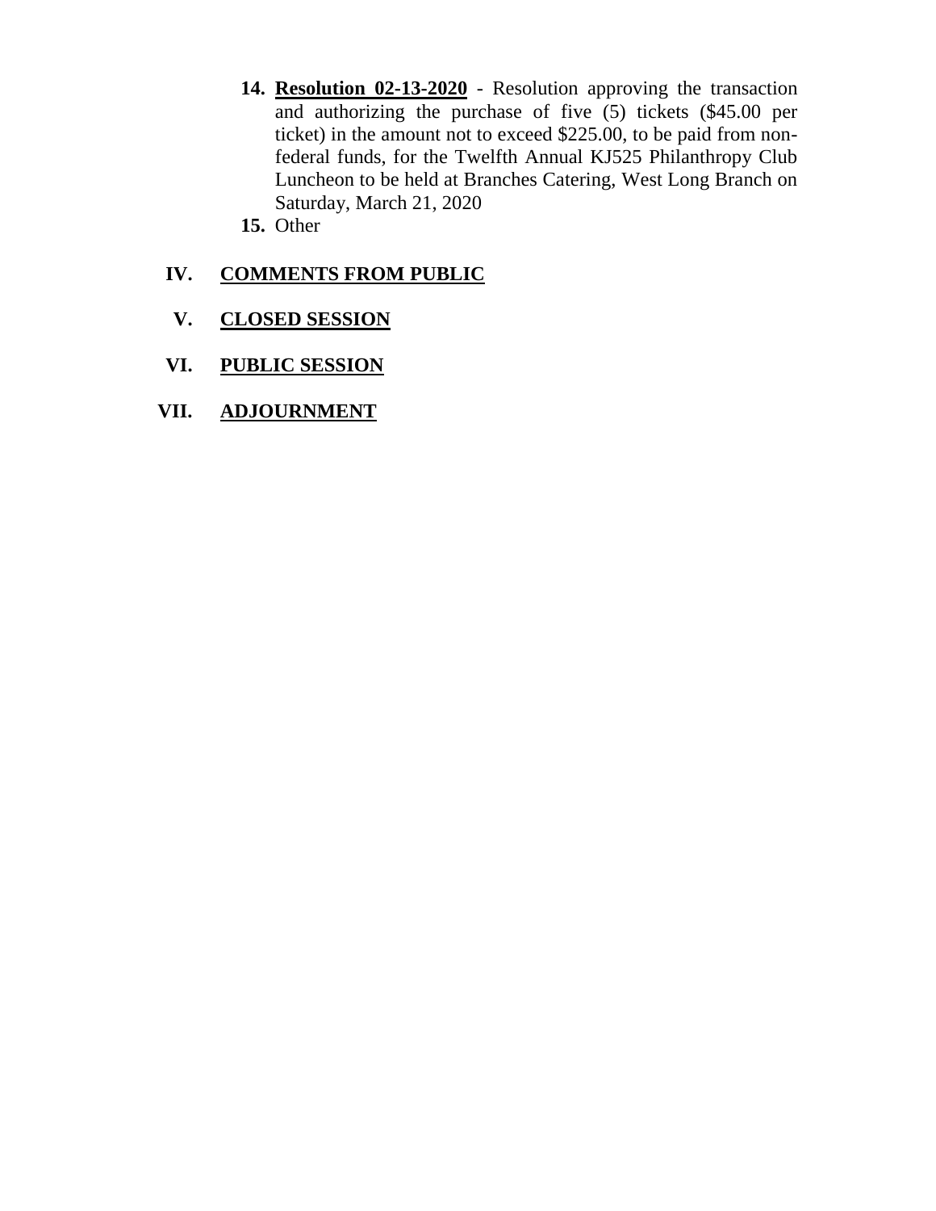14. **Resolution 02-13-2020** - Resolution approving the transaction and authorizing the purchase of five (5) tickets ($45.00 per ticket) in the amount not to exceed $225.00, to be paid from non-federal funds, for the Twelfth Annual KJ525 Philanthropy Club Luncheon to be held at Branches Catering, West Long Branch on Saturday, March 21, 2020
15. Other

## IV. COMMENTS FROM PUBLIC

## V. CLOSED SESSION

## VI. PUBLIC SESSION

## VII. ADJOURNMENT